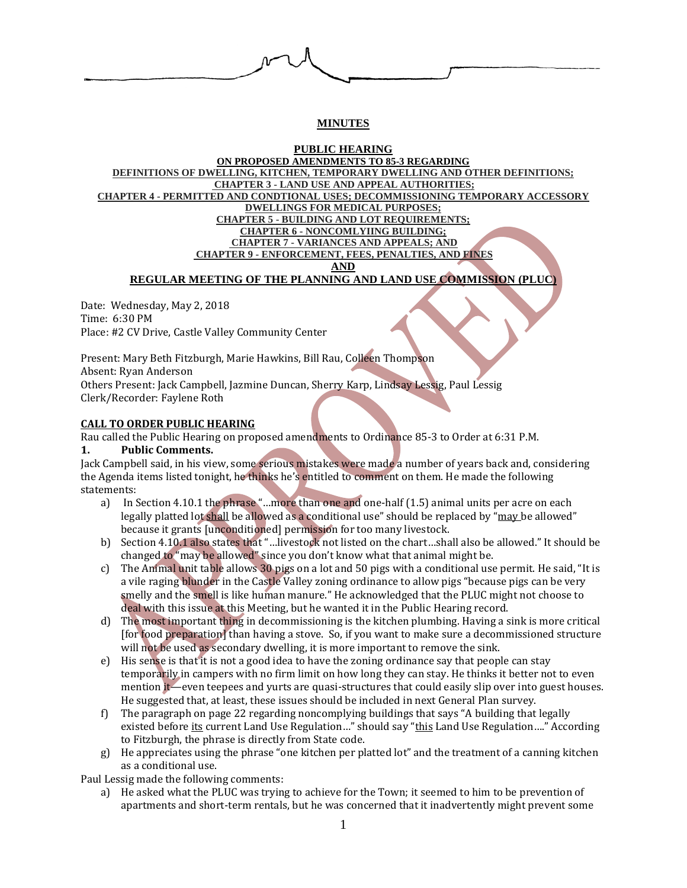**MINUTES**

**PUBLIC HEARING**
**ON PROPOSED AMENDMENTS TO 85-3 REGARDING**
**DEFINITIONS OF DWELLING, KITCHEN, TEMPORARY DWELLING AND OTHER DEFINITIONS;**
**CHAPTER 3 - LAND USE AND APPEAL AUTHORITIES;**
**CHAPTER 4 - PERMITTED AND CONDTIONAL USES; DECOMMISSIONING TEMPORARY ACCESSORY DWELLINGS FOR MEDICAL PURPOSES;**
**CHAPTER 5 - BUILDING AND LOT REQUIREMENTS;**
**CHAPTER 6 - NONCOMLYIING BUILDING;**
**CHAPTER 7 - VARIANCES AND APPEALS; AND**
**CHAPTER 9 - ENFORCEMENT, FEES, PENALTIES, AND FINES**
**AND**
**REGULAR MEETING OF THE PLANNING AND LAND USE COMMISSION (PLUC)**

Date: Wednesday, May 2, 2018
Time: 6:30 PM
Place: #2 CV Drive, Castle Valley Community Center

Present: Mary Beth Fitzburgh, Marie Hawkins, Bill Rau, Colleen Thompson
Absent: Ryan Anderson
Others Present: Jack Campbell, Jazmine Duncan, Sherry Karp, Lindsay Lessig, Paul Lessig
Clerk/Recorder: Faylene Roth

**CALL TO ORDER PUBLIC HEARING**

Rau called the Public Hearing on proposed amendments to Ordinance 85-3 to Order at 6:31 P.M.

**1. Public Comments.**

Jack Campbell said, in his view, some serious mistakes were made a number of years back and, considering the Agenda items listed tonight, he thinks he's entitled to comment on them. He made the following statements:

a) In Section 4.10.1 the phrase "…more than one and one-half (1.5) animal units per acre on each legally platted lot shall be allowed as a conditional use" should be replaced by "may be allowed" because it grants [unconditioned] permission for too many livestock.
b) Section 4.10.1 also states that "…livestock not listed on the chart…shall also be allowed." It should be changed to "may be allowed" since you don't know what that animal might be.
c) The Animal unit table allows 30 pigs on a lot and 50 pigs with a conditional use permit. He said, "It is a vile raging blunder in the Castle Valley zoning ordinance to allow pigs "because pigs can be very smelly and the smell is like human manure." He acknowledged that the PLUC might not choose to deal with this issue at this Meeting, but he wanted it in the Public Hearing record.
d) The most important thing in decommissioning is the kitchen plumbing. Having a sink is more critical [for food preparation] than having a stove. So, if you want to make sure a decommissioned structure will not be used as secondary dwelling, it is more important to remove the sink.
e) His sense is that it is not a good idea to have the zoning ordinance say that people can stay temporarily in campers with no firm limit on how long they can stay. He thinks it better not to even mention it—even teepees and yurts are quasi-structures that could easily slip over into guest houses. He suggested that, at least, these issues should be included in next General Plan survey.
f) The paragraph on page 22 regarding noncomplying buildings that says "A building that legally existed before its current Land Use Regulation…" should say "this Land Use Regulation…." According to Fitzburgh, the phrase is directly from State code.
g) He appreciates using the phrase "one kitchen per platted lot" and the treatment of a canning kitchen as a conditional use.

Paul Lessig made the following comments:

a) He asked what the PLUC was trying to achieve for the Town; it seemed to him to be prevention of apartments and short-term rentals, but he was concerned that it inadvertently might prevent some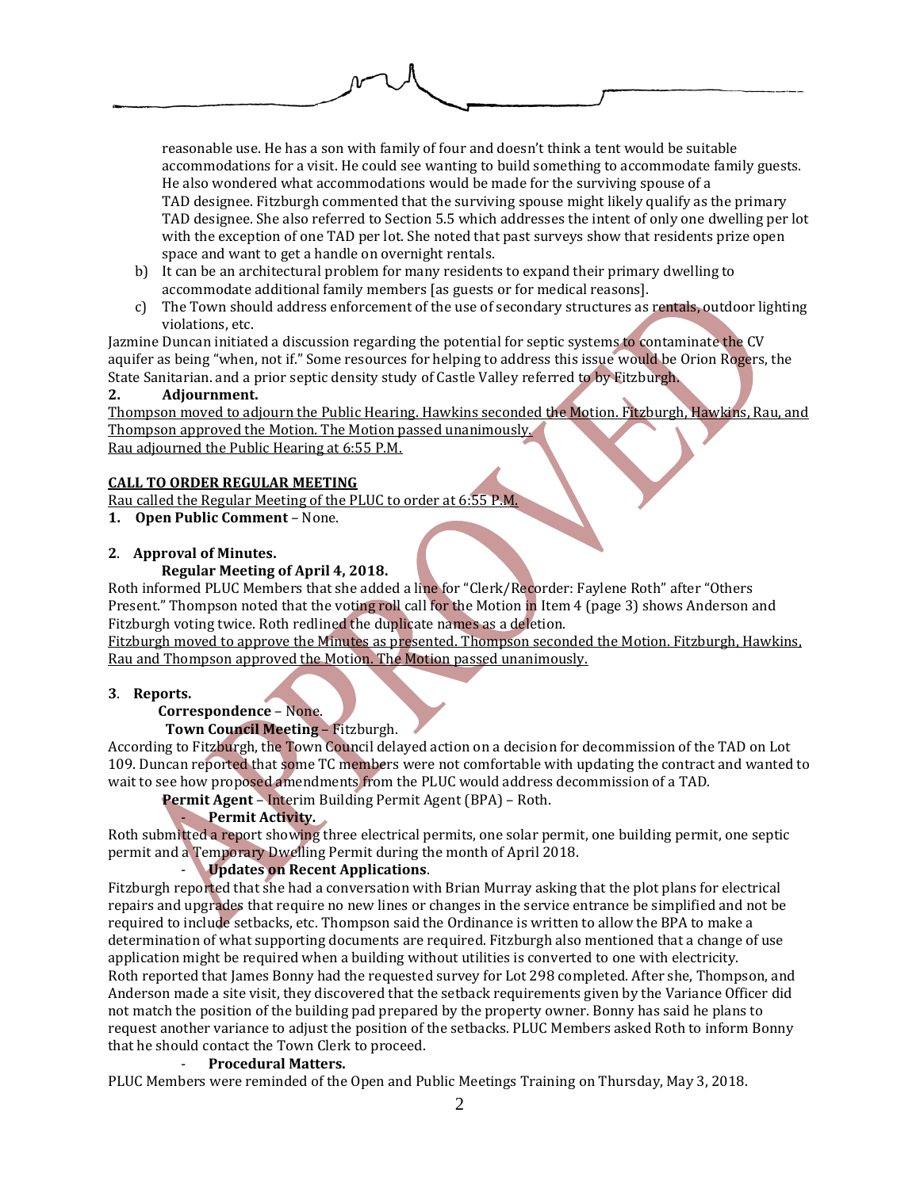reasonable use. He has a son with family of four and doesn't think a tent would be suitable accommodations for a visit. He could see wanting to build something to accommodate family guests. He also wondered what accommodations would be made for the surviving spouse of a TAD designee. Fitzburgh commented that the surviving spouse might likely qualify as the primary TAD designee. She also referred to Section 5.5 which addresses the intent of only one dwelling per lot with the exception of one TAD per lot. She noted that past surveys show that residents prize open space and want to get a handle on overnight rentals.

b) It can be an architectural problem for many residents to expand their primary dwelling to accommodate additional family members [as guests or for medical reasons].

c) The Town should address enforcement of the use of secondary structures as rentals, outdoor lighting violations, etc.

Jazmine Duncan initiated a discussion regarding the potential for septic systems to contaminate the CV aquifer as being "when, not if." Some resources for helping to address this issue would be Orion Rogers, the State Sanitarian. and a prior septic density study of Castle Valley referred to by Fitzburgh.

**2. Adjournment.**

Thompson moved to adjourn the Public Hearing. Hawkins seconded the Motion. Fitzburgh, Hawkins, Rau, and Thompson approved the Motion. The Motion passed unanimously.
Rau adjourned the Public Hearing at 6:55 P.M.

**CALL TO ORDER REGULAR MEETING**

Rau called the Regular Meeting of the PLUC to order at 6:55 P.M.

**1. Open Public Comment** – None.

**2. Approval of Minutes.**

**Regular Meeting of April 4, 2018.**

Roth informed PLUC Members that she added a line for "Clerk/Recorder: Faylene Roth" after "Others Present." Thompson noted that the voting roll call for the Motion in Item 4 (page 3) shows Anderson and Fitzburgh voting twice. Roth redlined the duplicate names as a deletion.

Fitzburgh moved to approve the Minutes as presented. Thompson seconded the Motion. Fitzburgh, Hawkins, Rau and Thompson approved the Motion. The Motion passed unanimously.

**3. Reports.**

**Correspondence** – None.

**Town Council Meeting** – Fitzburgh.

According to Fitzburgh, the Town Council delayed action on a decision for decommission of the TAD on Lot 109. Duncan reported that some TC members were not comfortable with updating the contract and wanted to wait to see how proposed amendments from the PLUC would address decommission of a TAD.

**Permit Agent** – Interim Building Permit Agent (BPA) – Roth.

- **Permit Activity.**

Roth submitted a report showing three electrical permits, one solar permit, one building permit, one septic permit and a Temporary Dwelling Permit during the month of April 2018.

- **Updates on Recent Applications**.

Fitzburgh reported that she had a conversation with Brian Murray asking that the plot plans for electrical repairs and upgrades that require no new lines or changes in the service entrance be simplified and not be required to include setbacks, etc. Thompson said the Ordinance is written to allow the BPA to make a determination of what supporting documents are required. Fitzburgh also mentioned that a change of use application might be required when a building without utilities is converted to one with electricity.
Roth reported that James Bonny had the requested survey for Lot 298 completed. After she, Thompson, and Anderson made a site visit, they discovered that the setback requirements given by the Variance Officer did not match the position of the building pad prepared by the property owner. Bonny has said he plans to request another variance to adjust the position of the setbacks. PLUC Members asked Roth to inform Bonny that he should contact the Town Clerk to proceed.

- **Procedural Matters.**

PLUC Members were reminded of the Open and Public Meetings Training on Thursday, May 3, 2018.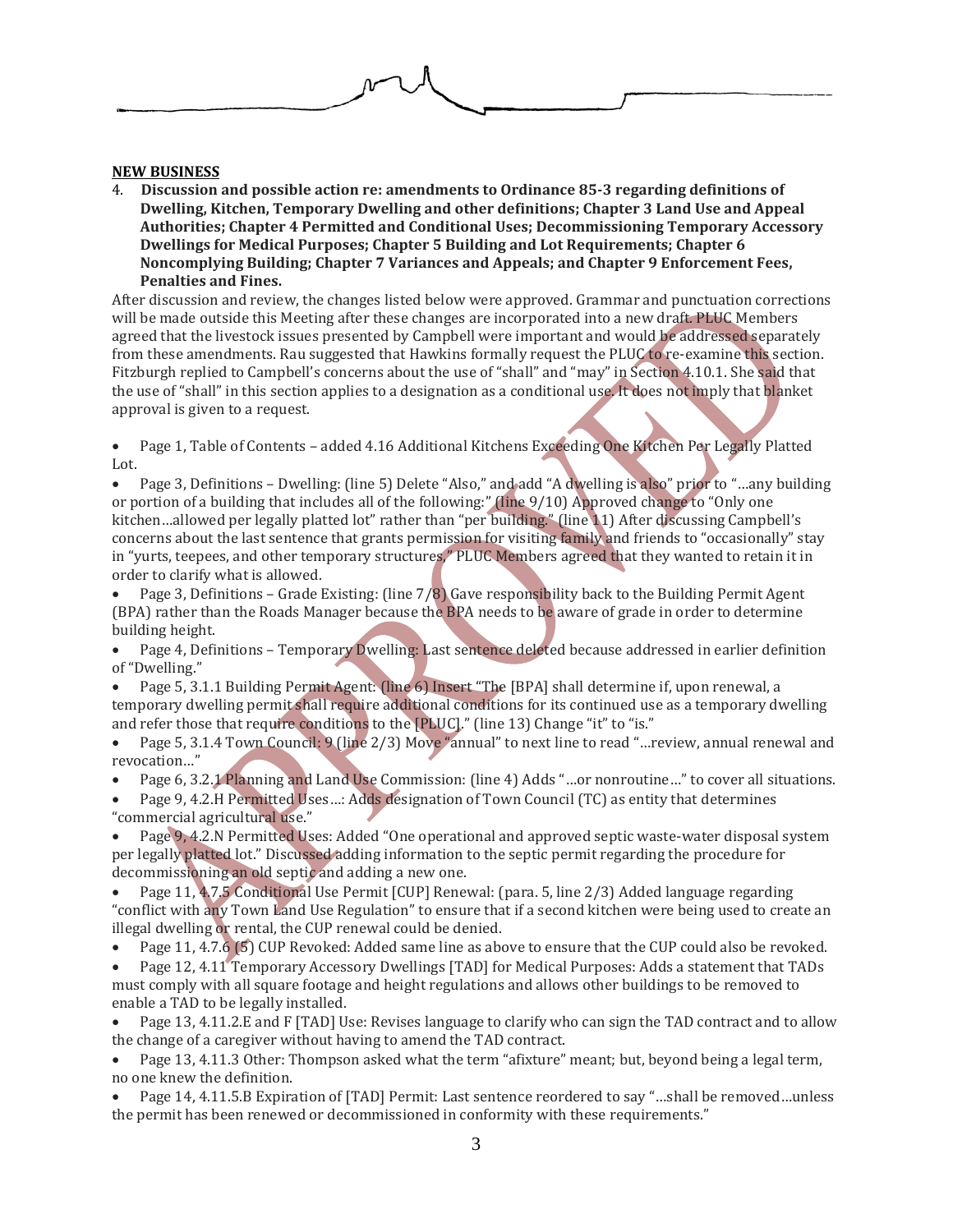**NEW BUSINESS**

4. **Discussion and possible action re: amendments to Ordinance 85-3 regarding definitions of Dwelling, Kitchen, Temporary Dwelling and other definitions; Chapter 3 Land Use and Appeal Authorities; Chapter 4 Permitted and Conditional Uses; Decommissioning Temporary Accessory Dwellings for Medical Purposes; Chapter 5 Building and Lot Requirements; Chapter 6 Noncomplying Building; Chapter 7 Variances and Appeals; and Chapter 9 Enforcement Fees, Penalties and Fines.**

After discussion and review, the changes listed below were approved. Grammar and punctuation corrections will be made outside this Meeting after these changes are incorporated into a new draft. PLUC Members agreed that the livestock issues presented by Campbell were important and would be addressed separately from these amendments. Rau suggested that Hawkins formally request the PLUC to re-examine this section. Fitzburgh replied to Campbell's concerns about the use of "shall" and "may" in Section 4.10.1. She said that the use of "shall" in this section applies to a designation as a conditional use. It does not imply that blanket approval is given to a request.

- Page 1, Table of Contents – added 4.16 Additional Kitchens Exceeding One Kitchen Per Legally Platted Lot.
- Page 3, Definitions – Dwelling: (line 5) Delete "Also," and add "A dwelling is also" prior to "…any building or portion of a building that includes all of the following:" (line 9/10) Approved change to "Only one kitchen…allowed per legally platted lot" rather than "per building." (line 11) After discussing Campbell's concerns about the last sentence that grants permission for visiting family and friends to "occasionally" stay in "yurts, teepees, and other temporary structures," PLUC Members agreed that they wanted to retain it in order to clarify what is allowed.
- Page 3, Definitions – Grade Existing: (line 7/8) Gave responsibility back to the Building Permit Agent (BPA) rather than the Roads Manager because the BPA needs to be aware of grade in order to determine building height.
- Page 4, Definitions – Temporary Dwelling: Last sentence deleted because addressed in earlier definition of "Dwelling."
- Page 5, 3.1.1 Building Permit Agent: (line 6) Insert "The [BPA] shall determine if, upon renewal, a temporary dwelling permit shall require additional conditions for its continued use as a temporary dwelling and refer those that require conditions to the [PLUC]." (line 13) Change "it" to "is."
- Page 5, 3.1.4 Town Council: 9 (line 2/3) Move "annual" to next line to read "…review, annual renewal and revocation…"
- Page 6, 3.2.1 Planning and Land Use Commission: (line 4) Adds "…or nonroutine…" to cover all situations.
- Page 9, 4.2.H Permitted Uses…: Adds designation of Town Council (TC) as entity that determines "commercial agricultural use."
- Page 9, 4.2.N Permitted Uses: Added "One operational and approved septic waste-water disposal system per legally platted lot." Discussed adding information to the septic permit regarding the procedure for decommissioning an old septic and adding a new one.
- Page 11, 4.7.5 Conditional Use Permit [CUP] Renewal: (para. 5, line 2/3) Added language regarding "conflict with any Town Land Use Regulation" to ensure that if a second kitchen were being used to create an illegal dwelling or rental, the CUP renewal could be denied.
- Page 11, 4.7.6 (5) CUP Revoked: Added same line as above to ensure that the CUP could also be revoked.
- Page 12, 4.11 Temporary Accessory Dwellings [TAD] for Medical Purposes: Adds a statement that TADs must comply with all square footage and height regulations and allows other buildings to be removed to enable a TAD to be legally installed.
- Page 13, 4.11.2.E and F [TAD] Use: Revises language to clarify who can sign the TAD contract and to allow the change of a caregiver without having to amend the TAD contract.
- Page 13, 4.11.3 Other: Thompson asked what the term "afixture" meant; but, beyond being a legal term, no one knew the definition.
- Page 14, 4.11.5.B Expiration of [TAD] Permit: Last sentence reordered to say "…shall be removed…unless the permit has been renewed or decommissioned in conformity with these requirements."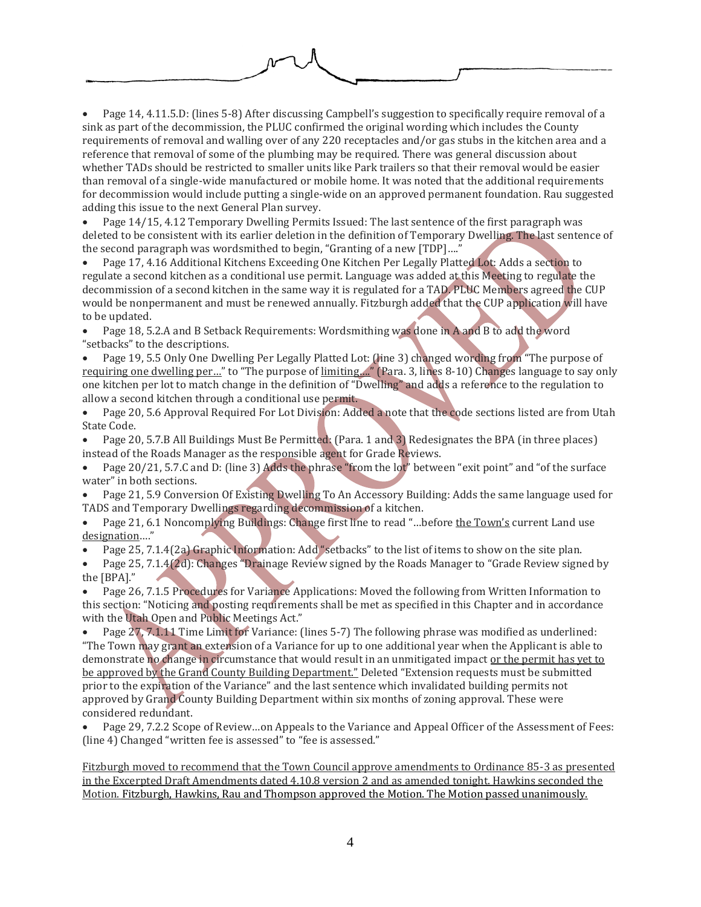- Page 14, 4.11.5.D: (lines 5-8) After discussing Campbell's suggestion to specifically require removal of a sink as part of the decommission, the PLUC confirmed the original wording which includes the County requirements of removal and walling over of any 220 receptacles and/or gas stubs in the kitchen area and a reference that removal of some of the plumbing may be required. There was general discussion about whether TADs should be restricted to smaller units like Park trailers so that their removal would be easier than removal of a single-wide manufactured or mobile home. It was noted that the additional requirements for decommission would include putting a single-wide on an approved permanent foundation. Rau suggested adding this issue to the next General Plan survey.
- Page 14/15, 4.12 Temporary Dwelling Permits Issued: The last sentence of the first paragraph was deleted to be consistent with its earlier deletion in the definition of Temporary Dwelling. The last sentence of the second paragraph was wordsmithed to begin, "Granting of a new [TDP]…."
- Page 17, 4.16 Additional Kitchens Exceeding One Kitchen Per Legally Platted Lot: Adds a section to regulate a second kitchen as a conditional use permit. Language was added at this Meeting to regulate the decommission of a second kitchen in the same way it is regulated for a TAD. PLUC Members agreed the CUP would be nonpermanent and must be renewed annually. Fitzburgh added that the CUP application will have to be updated.
- Page 18, 5.2.A and B Setback Requirements: Wordsmithing was done in A and B to add the word "setbacks" to the descriptions.
- Page 19, 5.5 Only One Dwelling Per Legally Platted Lot: (line 3) changed wording from "The purpose of <u>requiring one dwelling per</u>…" to "The purpose of <u>limiting</u>…." (Para. 3, lines 8-10) Changes language to say only one kitchen per lot to match change in the definition of "Dwelling" and adds a reference to the regulation to allow a second kitchen through a conditional use permit.
- Page 20, 5.6 Approval Required For Lot Division: Added a note that the code sections listed are from Utah State Code.
- Page 20, 5.7.B All Buildings Must Be Permitted: (Para. 1 and 3) Redesignates the BPA (in three places) instead of the Roads Manager as the responsible agent for Grade Reviews.
- Page 20/21, 5.7.C and D: (line 3) Adds the phrase "from the lot" between "exit point" and "of the surface water" in both sections.
- Page 21, 5.9 Conversion Of Existing Dwelling To An Accessory Building: Adds the same language used for TADS and Temporary Dwellings regarding decommission of a kitchen.
- Page 21, 6.1 Noncomplying Buildings: Change first line to read "…before <u>the Town's</u> current Land use <u>designation</u>…."
- Page 25, 7.1.4(2a) Graphic Information: Add "setbacks" to the list of items to show on the site plan.
- Page 25, 7.1.4(2d): Changes "Drainage Review signed by the Roads Manager to "Grade Review signed by the [BPA]."
- Page 26, 7.1.5 Procedures for Variance Applications: Moved the following from Written Information to this section: "Noticing and posting requirements shall be met as specified in this Chapter and in accordance with the Utah Open and Public Meetings Act."
- Page 27, 7.1.11 Time Limit for Variance: (lines 5-7) The following phrase was modified as underlined: "The Town may grant an extension of a Variance for up to one additional year when the Applicant is able to demonstrate no change in circumstance that would result in an unmitigated impact <u>or the permit has yet to be approved by the Grand County Building Department."</u> Deleted "Extension requests must be submitted prior to the expiration of the Variance" and the last sentence which invalidated building permits not approved by Grand County Building Department within six months of zoning approval. These were considered redundant.
- Page 29, 7.2.2 Scope of Review…on Appeals to the Variance and Appeal Officer of the Assessment of Fees: (line 4) Changed "written fee is assessed" to "fee is assessed."

<u>Fitzburgh moved to recommend that the Town Council approve amendments to Ordinance 85-3 as presented in the Excerpted Draft Amendments dated 4.10.8 version 2 and as amended tonight. Hawkins seconded the Motion. Fitzburgh, Hawkins, Rau and Thompson approved the Motion. The Motion passed unanimously.</u>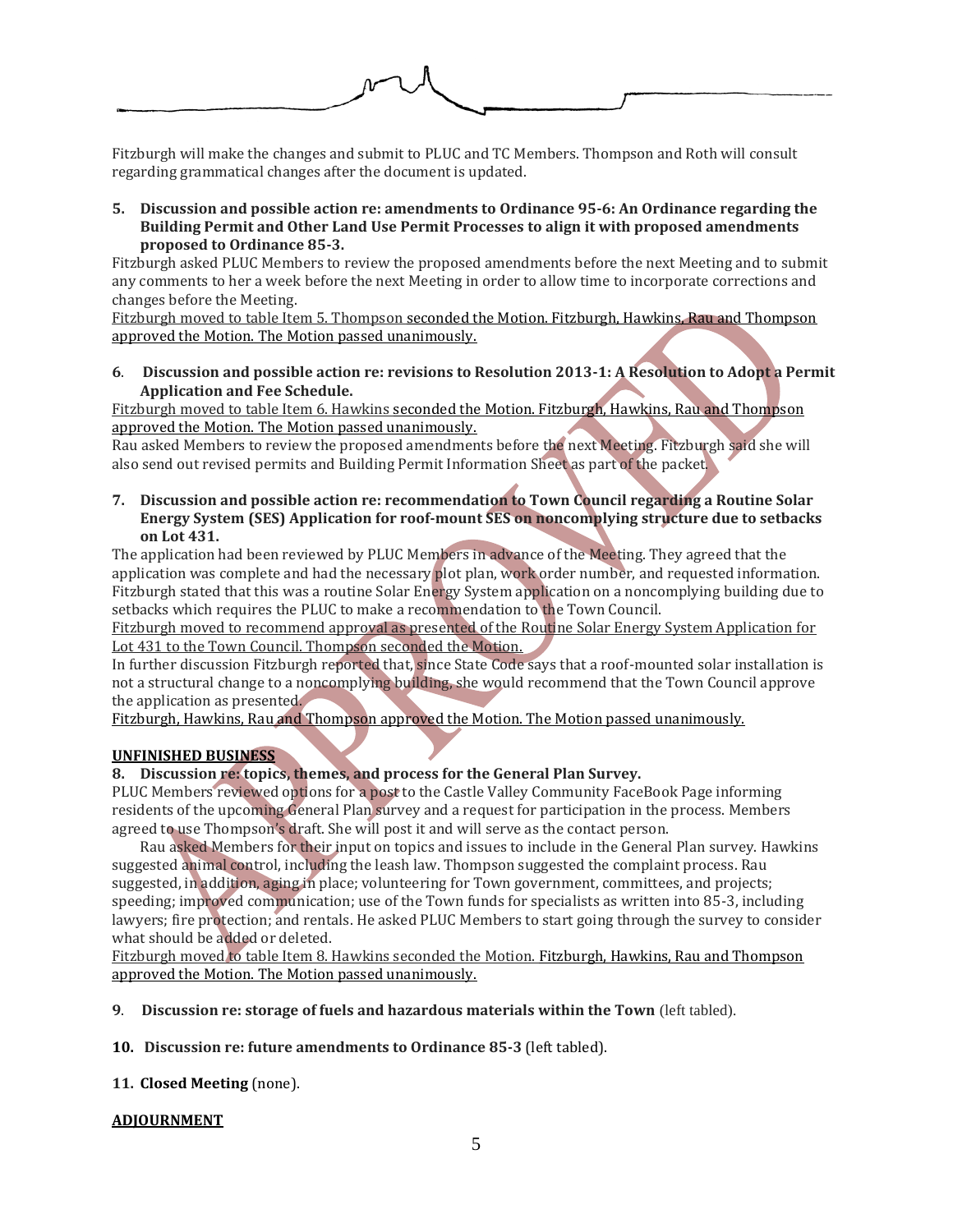Fitzburgh will make the changes and submit to PLUC and TC Members. Thompson and Roth will consult regarding grammatical changes after the document is updated.

**5. Discussion and possible action re: amendments to Ordinance 95-6: An Ordinance regarding the Building Permit and Other Land Use Permit Processes to align it with proposed amendments proposed to Ordinance 85-3.**

Fitzburgh asked PLUC Members to review the proposed amendments before the next Meeting and to submit any comments to her a week before the next Meeting in order to allow time to incorporate corrections and changes before the Meeting.

Fitzburgh moved to table Item 5. Thompson seconded the Motion. Fitzburgh, Hawkins, Rau and Thompson approved the Motion. The Motion passed unanimously.

**6. Discussion and possible action re: revisions to Resolution 2013-1: A Resolution to Adopt a Permit Application and Fee Schedule.**

Fitzburgh moved to table Item 6. Hawkins seconded the Motion. Fitzburgh, Hawkins, Rau and Thompson approved the Motion. The Motion passed unanimously.

Rau asked Members to review the proposed amendments before the next Meeting. Fitzburgh said she will also send out revised permits and Building Permit Information Sheet as part of the packet.

**7. Discussion and possible action re: recommendation to Town Council regarding a Routine Solar Energy System (SES) Application for roof-mount SES on noncomplying structure due to setbacks on Lot 431.**

The application had been reviewed by PLUC Members in advance of the Meeting. They agreed that the application was complete and had the necessary plot plan, work order number, and requested information. Fitzburgh stated that this was a routine Solar Energy System application on a noncomplying building due to setbacks which requires the PLUC to make a recommendation to the Town Council.

Fitzburgh moved to recommend approval as presented of the Routine Solar Energy System Application for Lot 431 to the Town Council. Thompson seconded the Motion.

In further discussion Fitzburgh reported that, since State Code says that a roof-mounted solar installation is not a structural change to a noncomplying building, she would recommend that the Town Council approve the application as presented.

Fitzburgh, Hawkins, Rau and Thompson approved the Motion. The Motion passed unanimously.

**UNFINISHED BUSINESS**

**8. Discussion re: topics, themes, and process for the General Plan Survey.**

PLUC Members reviewed options for a post to the Castle Valley Community FaceBook Page informing residents of the upcoming General Plan survey and a request for participation in the process. Members agreed to use Thompson's draft. She will post it and will serve as the contact person.

Rau asked Members for their input on topics and issues to include in the General Plan survey. Hawkins suggested animal control, including the leash law. Thompson suggested the complaint process. Rau suggested, in addition, aging in place; volunteering for Town government, committees, and projects; speeding; improved communication; use of the Town funds for specialists as written into 85-3, including lawyers; fire protection; and rentals. He asked PLUC Members to start going through the survey to consider what should be added or deleted.

Fitzburgh moved to table Item 8. Hawkins seconded the Motion. Fitzburgh, Hawkins, Rau and Thompson approved the Motion. The Motion passed unanimously.

**9. Discussion re: storage of fuels and hazardous materials within the Town** (left tabled).

**10. Discussion re: future amendments to Ordinance 85-3** (left tabled).

**11. Closed Meeting** (none).

**ADJOURNMENT**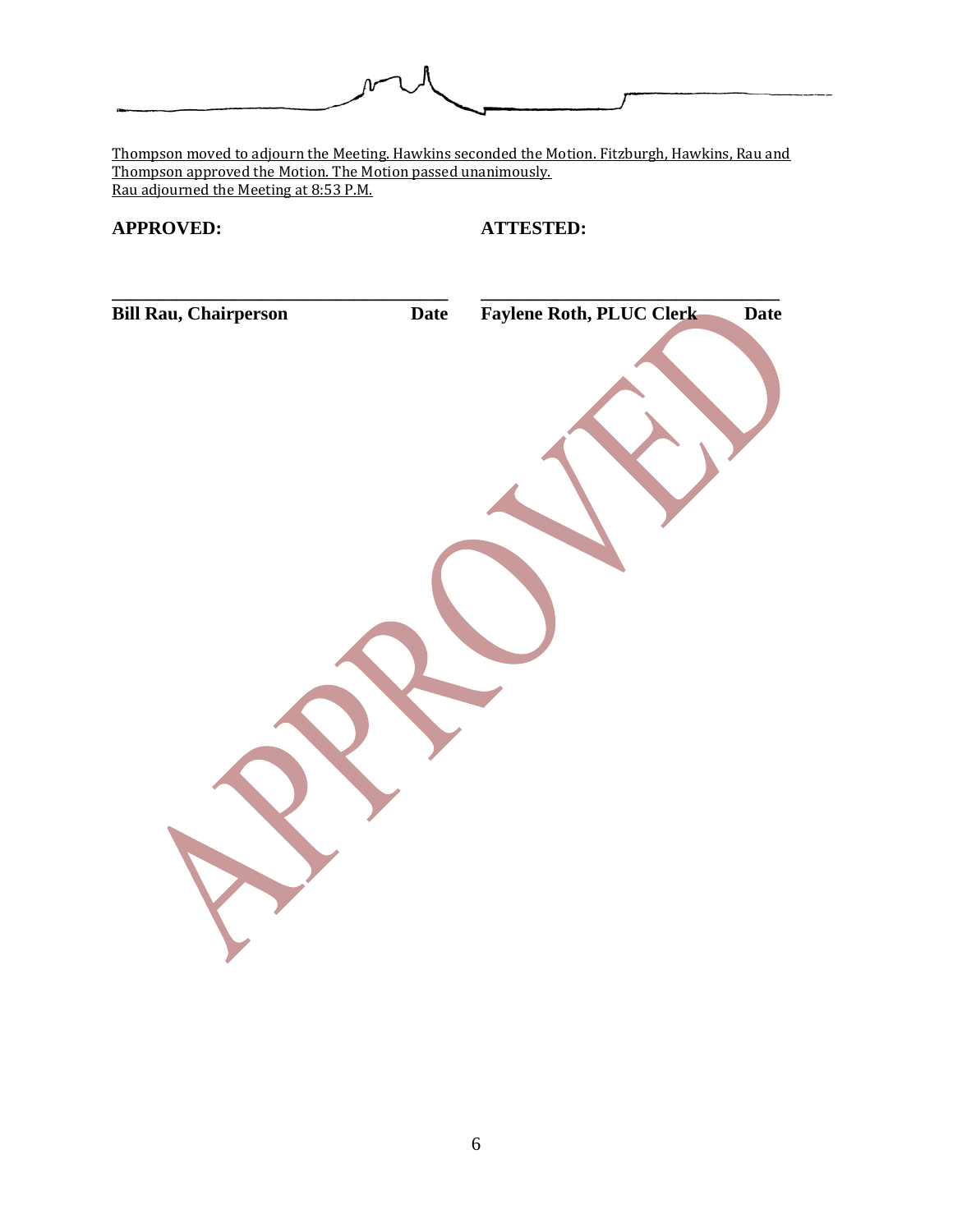Thompson moved to adjourn the Meeting. Hawkins seconded the Motion. Fitzburgh, Hawkins, Rau and Thompson approved the Motion. The Motion passed unanimously.
Rau adjourned the Meeting at 8:53 P.M.

**APPROVED:** **ATTESTED:**

| | | | |
|---|---|---|---|
| **Bill Rau, Chairperson** | **Date** | **Faylene Roth, PLUC Clerk** | **Date** |

APPROVED